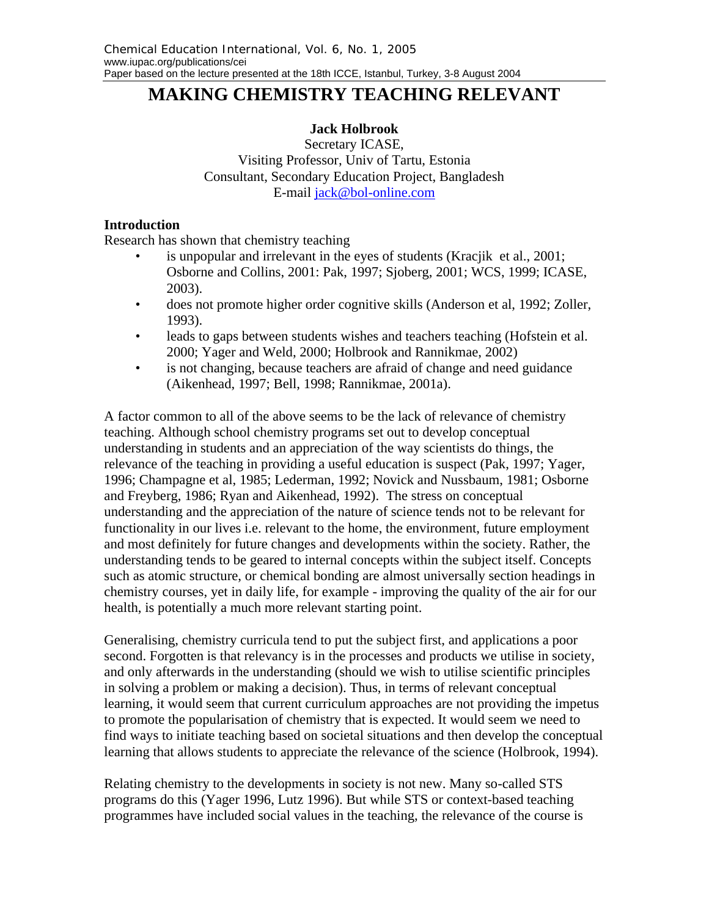# MAKING CHEMISTRY TEACHING RELEVANT

**Jack Holbrook**
Secretary ICASE,
Visiting Professor, Univ of Tartu, Estonia
Consultant, Secondary Education Project, Bangladesh
E-mail jack@bol-online.com

## Introduction

Research has shown that chemistry teaching

- is unpopular and irrelevant in the eyes of students (Kracjik et al., 2001; Osborne and Collins, 2001: Pak, 1997; Sjoberg, 2001; WCS, 1999; ICASE, 2003).
- does not promote higher order cognitive skills (Anderson et al, 1992; Zoller, 1993).
- leads to gaps between students wishes and teachers teaching (Hofstein et al. 2000; Yager and Weld, 2000; Holbrook and Rannikmae, 2002)
- is not changing, because teachers are afraid of change and need guidance (Aikenhead, 1997; Bell, 1998; Rannikmae, 2001a).

A factor common to all of the above seems to be the lack of relevance of chemistry teaching. Although school chemistry programs set out to develop conceptual understanding in students and an appreciation of the way scientists do things, the relevance of the teaching in providing a useful education is suspect (Pak, 1997; Yager, 1996; Champagne et al, 1985; Lederman, 1992; Novick and Nussbaum, 1981; Osborne and Freyberg, 1986; Ryan and Aikenhead, 1992). The stress on conceptual understanding and the appreciation of the nature of science tends not to be relevant for functionality in our lives i.e. relevant to the home, the environment, future employment and most definitely for future changes and developments within the society. Rather, the understanding tends to be geared to internal concepts within the subject itself. Concepts such as atomic structure, or chemical bonding are almost universally section headings in chemistry courses, yet in daily life, for example - improving the quality of the air for our health, is potentially a much more relevant starting point.

Generalising, chemistry curricula tend to put the subject first, and applications a poor second. Forgotten is that relevancy is in the processes and products we utilise in society, and only afterwards in the understanding (should we wish to utilise scientific principles in solving a problem or making a decision). Thus, in terms of relevant conceptual learning, it would seem that current curriculum approaches are not providing the impetus to promote the popularisation of chemistry that is expected. It would seem we need to find ways to initiate teaching based on societal situations and then develop the conceptual learning that allows students to appreciate the relevance of the science (Holbrook, 1994).

Relating chemistry to the developments in society is not new. Many so-called STS programs do this (Yager 1996, Lutz 1996). But while STS or context-based teaching programmes have included social values in the teaching, the relevance of the course is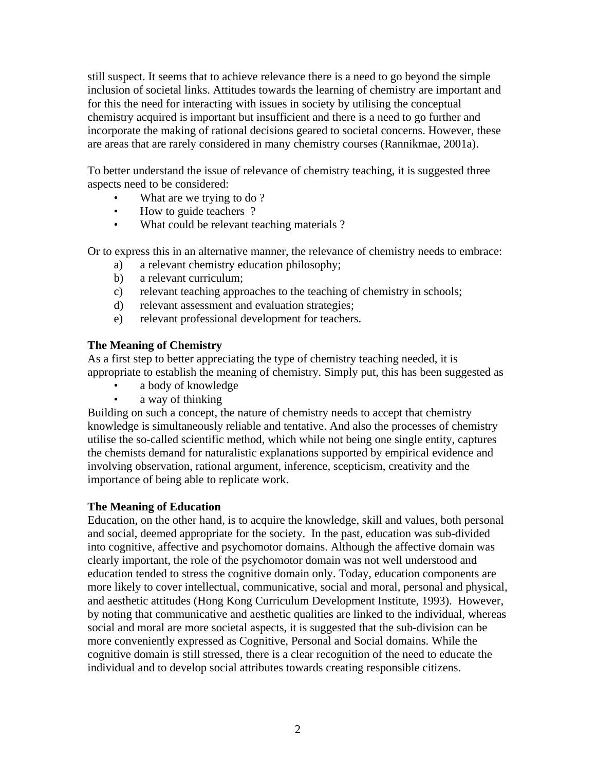still suspect. It seems that to achieve relevance there is a need to go beyond the simple inclusion of societal links. Attitudes towards the learning of chemistry are important and for this the need for interacting with issues in society by utilising the conceptual chemistry acquired is important but insufficient and there is a need to go further and incorporate the making of rational decisions geared to societal concerns. However, these are areas that are rarely considered in many chemistry courses (Rannikmae, 2001a).

To better understand the issue of relevance of chemistry teaching, it is suggested three aspects need to be considered:

- What are we trying to do ?
- How to guide teachers ?
- What could be relevant teaching materials ?

Or to express this in an alternative manner, the relevance of chemistry needs to embrace:

a) a relevant chemistry education philosophy;
b) a relevant curriculum;
c) relevant teaching approaches to the teaching of chemistry in schools;
d) relevant assessment and evaluation strategies;
e) relevant professional development for teachers.

**The Meaning of Chemistry**

As a first step to better appreciating the type of chemistry teaching needed, it is appropriate to establish the meaning of chemistry. Simply put, this has been suggested as

- a body of knowledge
- a way of thinking

Building on such a concept, the nature of chemistry needs to accept that chemistry knowledge is simultaneously reliable and tentative. And also the processes of chemistry utilise the so-called scientific method, which while not being one single entity, captures the chemists demand for naturalistic explanations supported by empirical evidence and involving observation, rational argument, inference, scepticism, creativity and the importance of being able to replicate work.

**The Meaning of Education**

Education, on the other hand, is to acquire the knowledge, skill and values, both personal and social, deemed appropriate for the society. In the past, education was sub-divided into cognitive, affective and psychomotor domains. Although the affective domain was clearly important, the role of the psychomotor domain was not well understood and education tended to stress the cognitive domain only. Today, education components are more likely to cover intellectual, communicative, social and moral, personal and physical, and aesthetic attitudes (Hong Kong Curriculum Development Institute, 1993). However, by noting that communicative and aesthetic qualities are linked to the individual, whereas social and moral are more societal aspects, it is suggested that the sub-division can be more conveniently expressed as Cognitive, Personal and Social domains. While the cognitive domain is still stressed, there is a clear recognition of the need to educate the individual and to develop social attributes towards creating responsible citizens.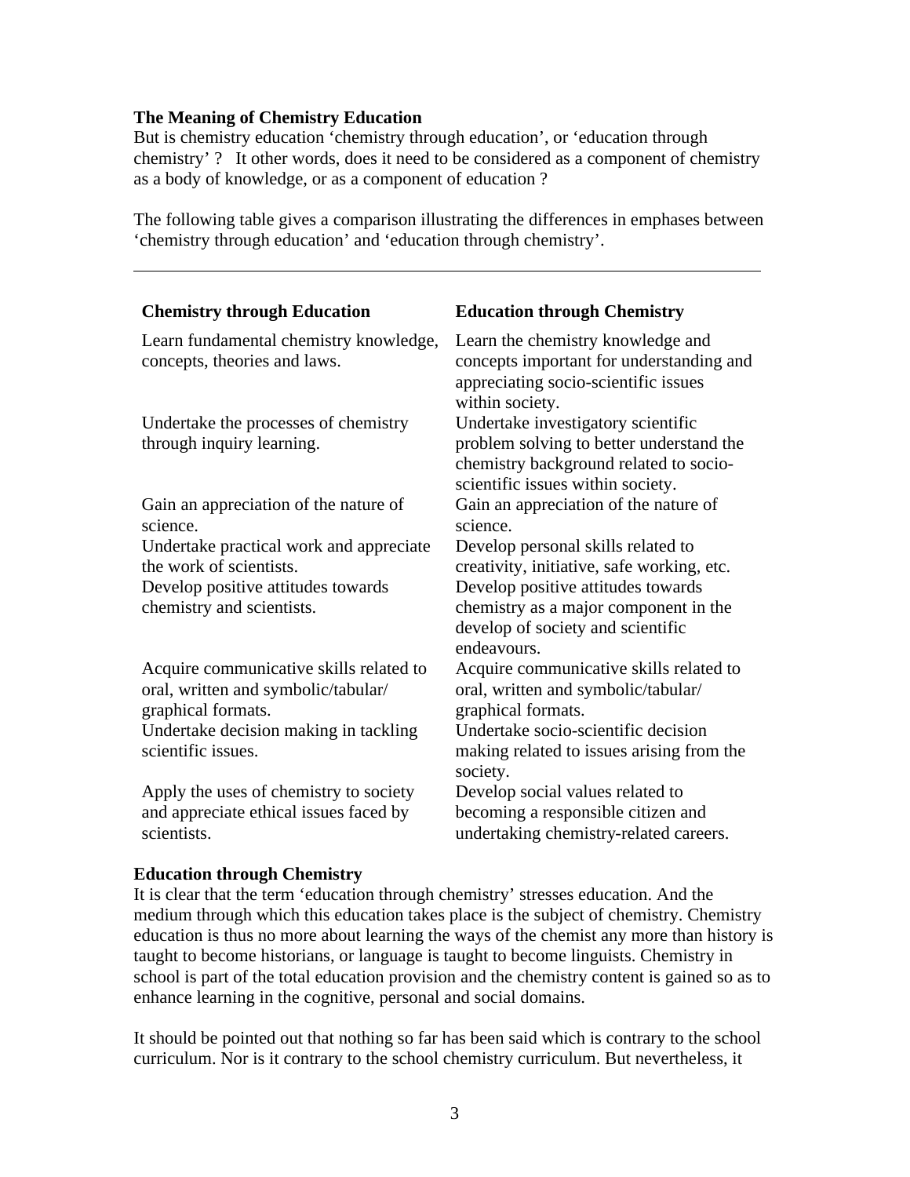**The Meaning of Chemistry Education**

But is chemistry education 'chemistry through education', or 'education through chemistry' ? It other words, does it need to be considered as a component of chemistry as a body of knowledge, or as a component of education ?

The following table gives a comparison illustrating the differences in emphases between 'chemistry through education' and 'education through chemistry'.

| Chemistry through Education | Education through Chemistry |
|---|---|
| Learn fundamental chemistry knowledge, concepts, theories and laws. | Learn the chemistry knowledge and concepts important for understanding and appreciating socio-scientific issues within society. |
| Undertake the processes of chemistry through inquiry learning. | Undertake investigatory scientific problem solving to better understand the chemistry background related to socio-scientific issues within society. |
| Gain an appreciation of the nature of science. | Gain an appreciation of the nature of science. |
| Undertake practical work and appreciate the work of scientists. | Develop personal skills related to creativity, initiative, safe working, etc. |
| Develop positive attitudes towards chemistry and scientists. | Develop positive attitudes towards chemistry as a major component in the develop of society and scientific endeavours. |
| Acquire communicative skills related to oral, written and symbolic/tabular/ graphical formats. | Acquire communicative skills related to oral, written and symbolic/tabular/ graphical formats. |
| Undertake decision making in tackling scientific issues. | Undertake socio-scientific decision making related to issues arising from the society. |
| Apply the uses of chemistry to society and appreciate ethical issues faced by scientists. | Develop social values related to becoming a responsible citizen and undertaking chemistry-related careers. |

**Education through Chemistry**

It is clear that the term 'education through chemistry' stresses education. And the medium through which this education takes place is the subject of chemistry. Chemistry education is thus no more about learning the ways of the chemist any more than history is taught to become historians, or language is taught to become linguists. Chemistry in school is part of the total education provision and the chemistry content is gained so as to enhance learning in the cognitive, personal and social domains.

It should be pointed out that nothing so far has been said which is contrary to the school curriculum. Nor is it contrary to the school chemistry curriculum. But nevertheless, it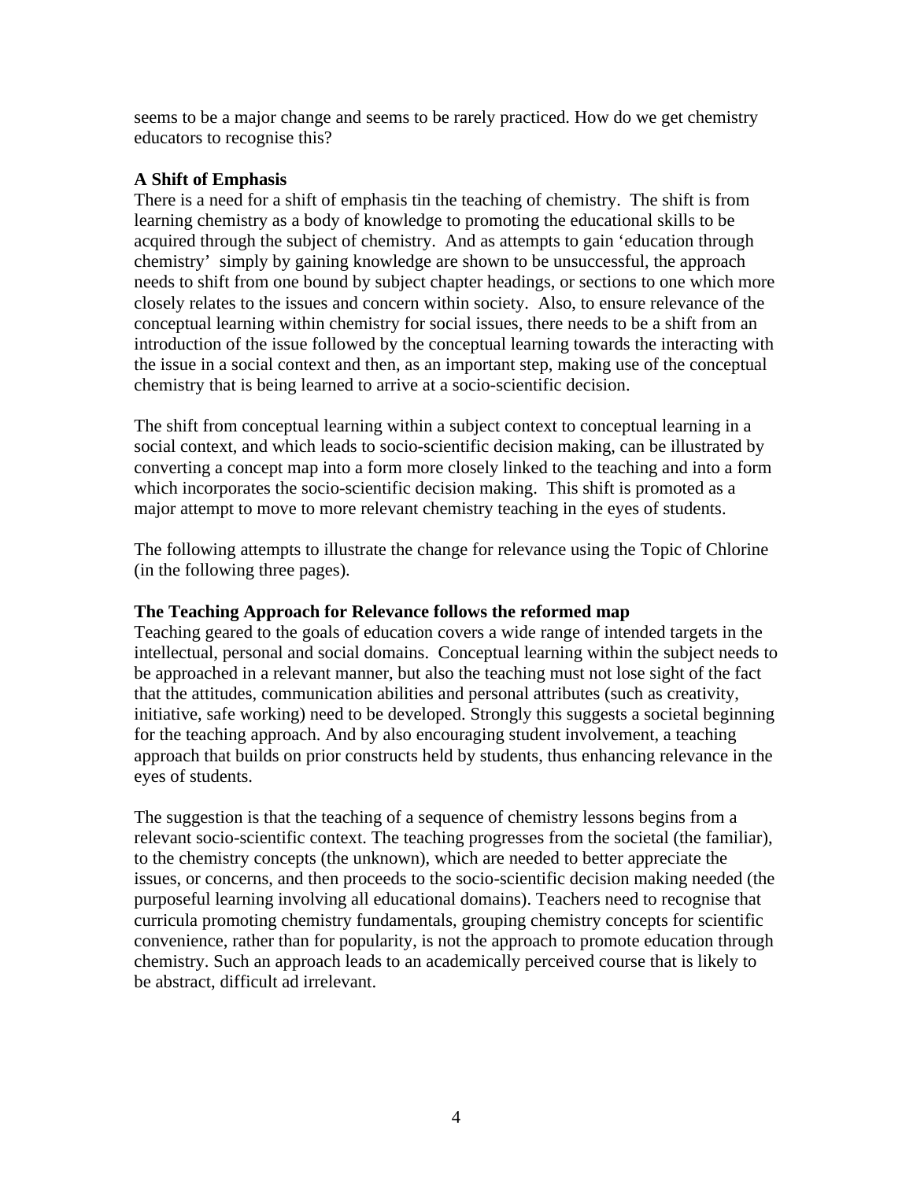seems to be a major change and seems to be rarely practiced. How do we get chemistry educators to recognise this?

**A Shift of Emphasis**

There is a need for a shift of emphasis tin the teaching of chemistry. The shift is from learning chemistry as a body of knowledge to promoting the educational skills to be acquired through the subject of chemistry. And as attempts to gain 'education through chemistry' simply by gaining knowledge are shown to be unsuccessful, the approach needs to shift from one bound by subject chapter headings, or sections to one which more closely relates to the issues and concern within society. Also, to ensure relevance of the conceptual learning within chemistry for social issues, there needs to be a shift from an introduction of the issue followed by the conceptual learning towards the interacting with the issue in a social context and then, as an important step, making use of the conceptual chemistry that is being learned to arrive at a socio-scientific decision.

The shift from conceptual learning within a subject context to conceptual learning in a social context, and which leads to socio-scientific decision making, can be illustrated by converting a concept map into a form more closely linked to the teaching and into a form which incorporates the socio-scientific decision making. This shift is promoted as a major attempt to move to more relevant chemistry teaching in the eyes of students.

The following attempts to illustrate the change for relevance using the Topic of Chlorine (in the following three pages).

**The Teaching Approach for Relevance follows the reformed map**

Teaching geared to the goals of education covers a wide range of intended targets in the intellectual, personal and social domains. Conceptual learning within the subject needs to be approached in a relevant manner, but also the teaching must not lose sight of the fact that the attitudes, communication abilities and personal attributes (such as creativity, initiative, safe working) need to be developed. Strongly this suggests a societal beginning for the teaching approach. And by also encouraging student involvement, a teaching approach that builds on prior constructs held by students, thus enhancing relevance in the eyes of students.

The suggestion is that the teaching of a sequence of chemistry lessons begins from a relevant socio-scientific context. The teaching progresses from the societal (the familiar), to the chemistry concepts (the unknown), which are needed to better appreciate the issues, or concerns, and then proceeds to the socio-scientific decision making needed (the purposeful learning involving all educational domains). Teachers need to recognise that curricula promoting chemistry fundamentals, grouping chemistry concepts for scientific convenience, rather than for popularity, is not the approach to promote education through chemistry. Such an approach leads to an academically perceived course that is likely to be abstract, difficult ad irrelevant.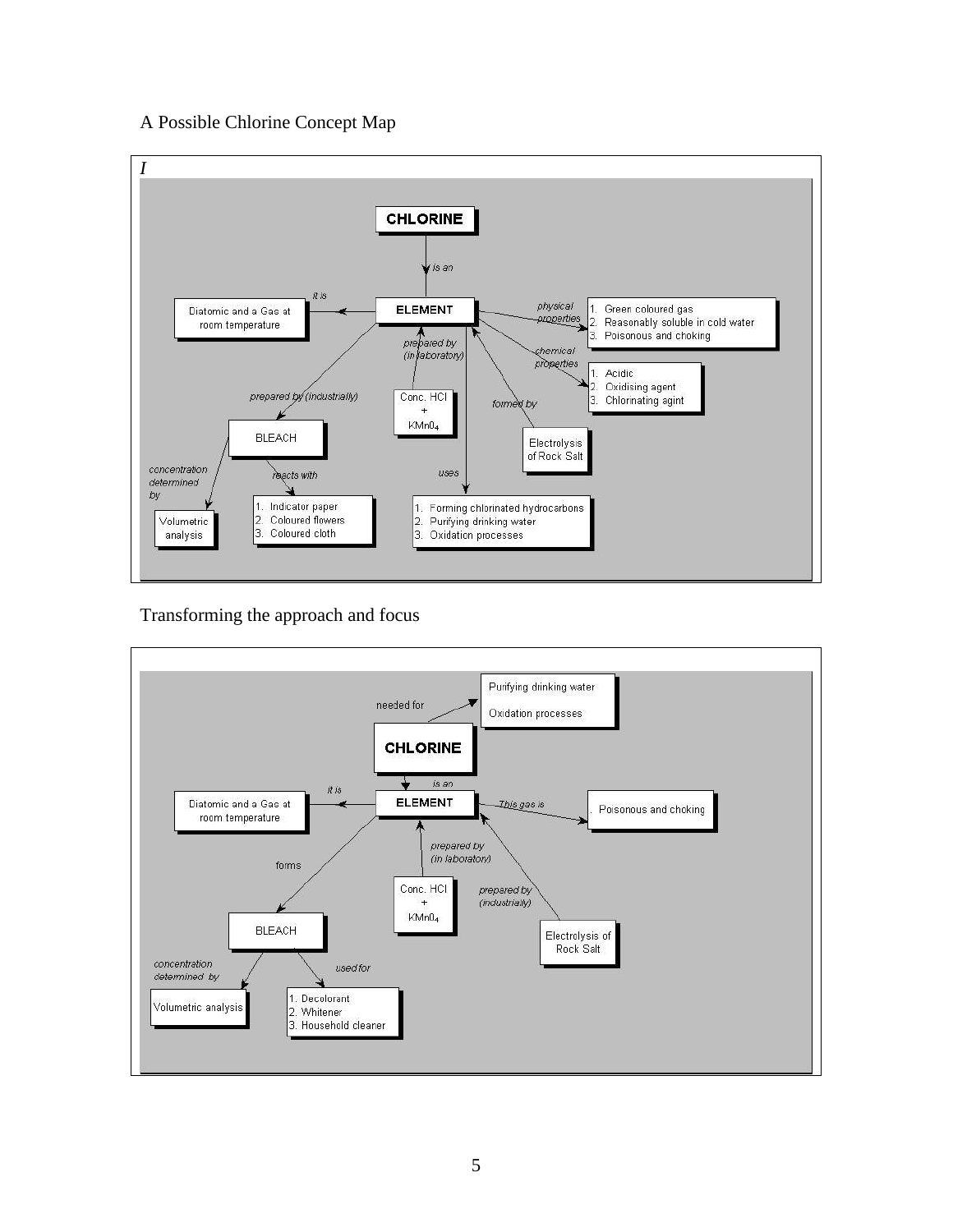A Possible Chlorine Concept Map

*I*

**CHLORINE**

- CHLORINE — *is an* → ELEMENT
- ELEMENT — *it is* → Diatomic and a Gas at room temperature
- ELEMENT — *physical properties* →
  1. Green coloured gas
  2. Reasonably soluble in cold water
  3. Poisonous and choking
- ELEMENT — *chemical properties* →
  1. Acidic
  2. Oxidising agent
  3. Chlorinating agint
- Conc. HCl + $KMn0_4$ — *prepared by (in laboratory)* → ELEMENT
- Electrolysis of Rock Salt — *formed by* → ELEMENT
- ELEMENT — *prepared by (industrially)* → BLEACH
- ELEMENT — *uses* →
  1. Forming chlorinated hydrocarbons
  2. Purifying drinking water
  3. Oxidation processes
- BLEACH — *concentration determined by* → Volumetric analysis
- BLEACH — *reacts with* →
  1. Indicator paper
  2. Coloured flowers
  3. Coloured cloth

Transforming the approach and focus

**CHLORINE**

- CHLORINE — *needed for* → Purifying drinking water; Oxidation processes
- CHLORINE — *is an* → ELEMENT
- ELEMENT — *it is* → Diatomic and a Gas at room temperature
- ELEMENT — *This gas is* → Poisonous and choking
- Conc. HCl + $KMn0_4$ — *prepared by (in laboratory)* → ELEMENT
- Electrolysis of Rock Salt — *prepared by (industrially)* → ELEMENT
- ELEMENT — *forms* → BLEACH
- BLEACH — *concentration determined by* → Volumetric analysis
- BLEACH — *used for* →
  1. Decolorant
  2. Whitener
  3. Household cleaner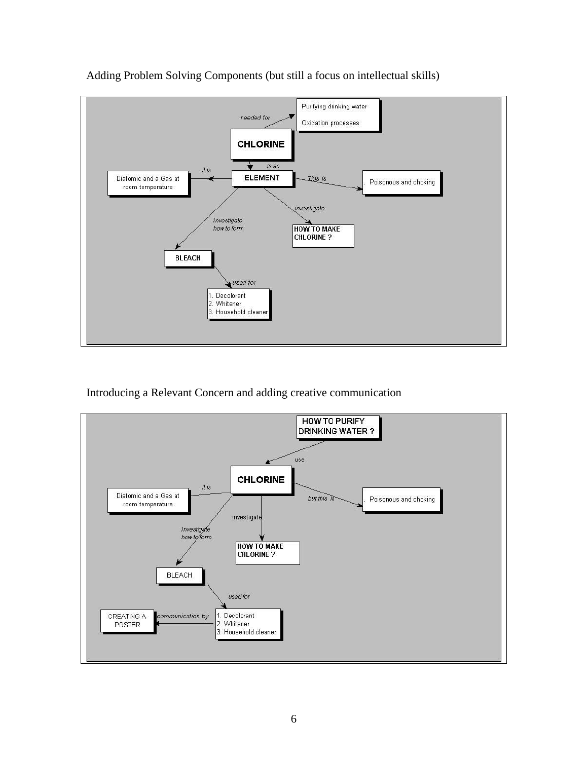Adding Problem Solving Components (but still a focus on intellectual skills)

Introducing a Relevant Concern and adding creative communication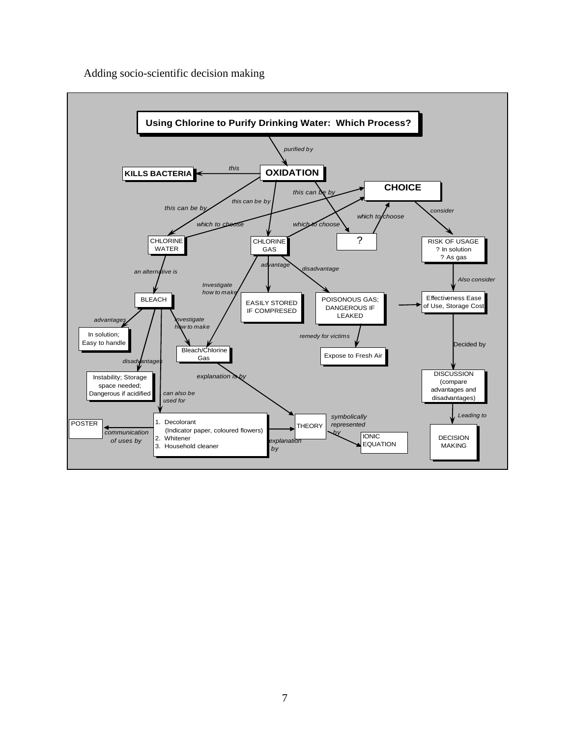Adding socio-scientific decision making

**Using Chlorine to Purify Drinking Water: Which Process?**

- Using Chlorine to Purify Drinking Water: Which Process? — *purified by* → **OXIDATION**
- OXIDATION — *this* → **KILLS BACTERIA**
- OXIDATION — *this can be by* → CHLORINE WATER
- OXIDATION — *this can be by* → CHLORINE GAS
- OXIDATION — *this can be by* → ?
- CHLORINE WATER — *which to choose* → **CHOICE**
- CHLORINE GAS — *which to choose* → **CHOICE**
- ? — *which to choose* → **CHOICE**
- CHOICE — *consider* → RISK OF USAGE ? In solution ? As gas
- RISK OF USAGE — *Also consider* → Effectiveness Ease of Use, Storage Cost
- POISONOUS GAS; DANGEROUS IF LEAKED → Effectiveness Ease of Use, Storage Cost
- Effectiveness Ease of Use, Storage Cost — *Decided by* → DISCUSSION (compare advantages and disadvantages)
- DISCUSSION — *Leading to* → DECISION MAKING
- CHLORINE WATER — *an alternative is* → BLEACH
- BLEACH — *advantages* → In solution; Easy to handle
- BLEACH — *disadvantages* → Instability; Storage space needed; Dangerous if acidified
- BLEACH — *investigate how to make* → Bleach/Chlorine Gas
- BLEACH — *can also be used for* → 1. Decolorant (Indicator paper, coloured flowers) 2. Whitener 3. Household cleaner
- CHLORINE GAS — *Investigate how to make* → Bleach/Chlorine Gas
- CHLORINE GAS — *advantage* → EASILY STORED IF COMPRESED
- CHLORINE GAS — *disadvantage* → POISONOUS GAS; DANGEROUS IF LEAKED
- POISONOUS GAS; DANGEROUS IF LEAKED — *remedy for victims* → Expose to Fresh Air
- Bleach/Chlorine Gas — *explanation is by* → THEORY
- 1. Decolorant (Indicator paper, coloured flowers) 2. Whitener 3. Household cleaner — *explanation by* → THEORY
- 1. Decolorant (Indicator paper, coloured flowers) 2. Whitener 3. Household cleaner — *communication of uses by* → POSTER
- THEORY — *symbolically represented by* → IONIC EQUATION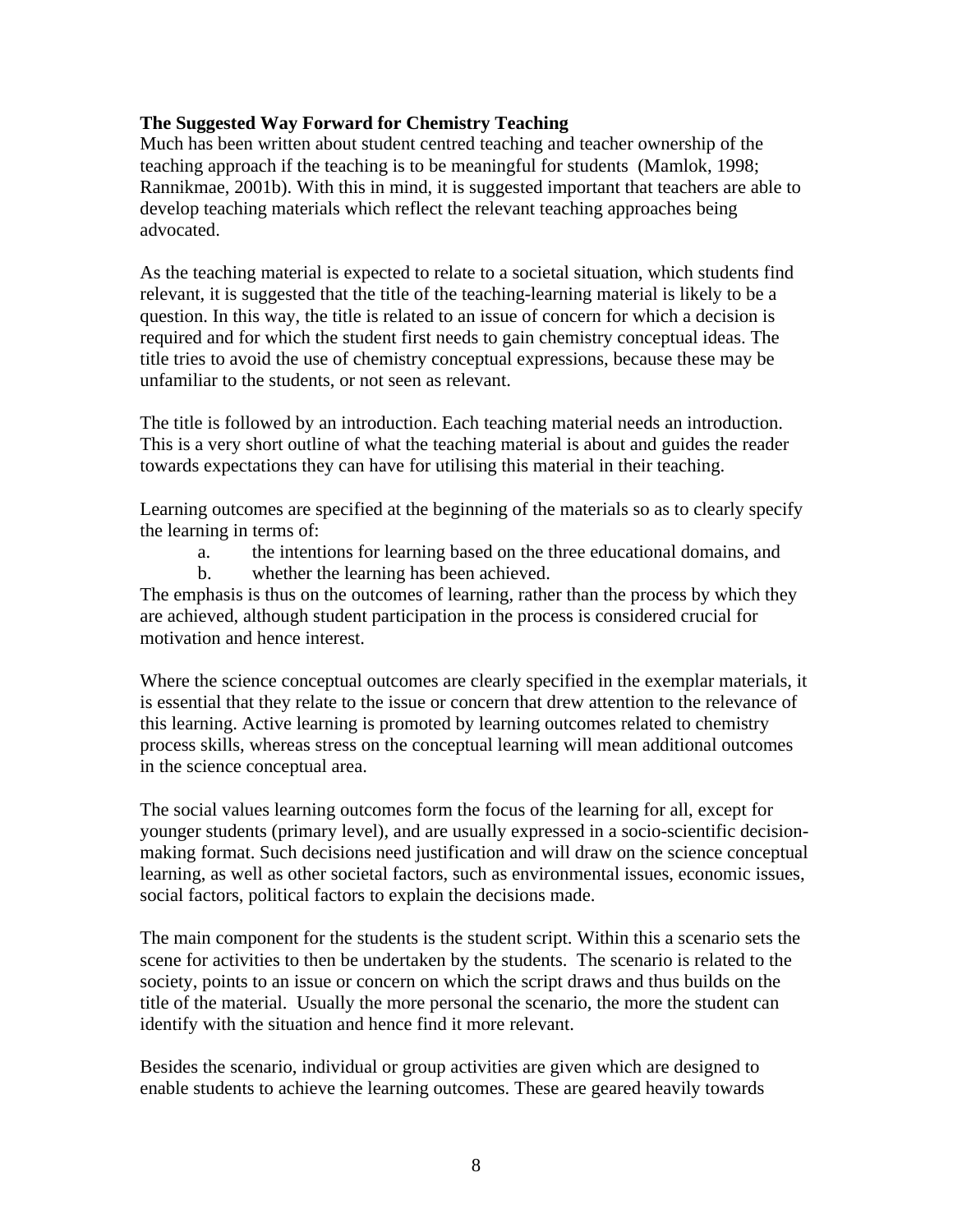**The Suggested Way Forward for Chemistry Teaching**

Much has been written about student centred teaching and teacher ownership of the teaching approach if the teaching is to be meaningful for students (Mamlok, 1998; Rannikmae, 2001b). With this in mind, it is suggested important that teachers are able to develop teaching materials which reflect the relevant teaching approaches being advocated.

As the teaching material is expected to relate to a societal situation, which students find relevant, it is suggested that the title of the teaching-learning material is likely to be a question. In this way, the title is related to an issue of concern for which a decision is required and for which the student first needs to gain chemistry conceptual ideas. The title tries to avoid the use of chemistry conceptual expressions, because these may be unfamiliar to the students, or not seen as relevant.

The title is followed by an introduction. Each teaching material needs an introduction. This is a very short outline of what the teaching material is about and guides the reader towards expectations they can have for utilising this material in their teaching.

Learning outcomes are specified at the beginning of the materials so as to clearly specify the learning in terms of:

a. the intentions for learning based on the three educational domains, and
b. whether the learning has been achieved.

The emphasis is thus on the outcomes of learning, rather than the process by which they are achieved, although student participation in the process is considered crucial for motivation and hence interest.

Where the science conceptual outcomes are clearly specified in the exemplar materials, it is essential that they relate to the issue or concern that drew attention to the relevance of this learning. Active learning is promoted by learning outcomes related to chemistry process skills, whereas stress on the conceptual learning will mean additional outcomes in the science conceptual area.

The social values learning outcomes form the focus of the learning for all, except for younger students (primary level), and are usually expressed in a socio-scientific decision-making format. Such decisions need justification and will draw on the science conceptual learning, as well as other societal factors, such as environmental issues, economic issues, social factors, political factors to explain the decisions made.

The main component for the students is the student script. Within this a scenario sets the scene for activities to then be undertaken by the students. The scenario is related to the society, points to an issue or concern on which the script draws and thus builds on the title of the material. Usually the more personal the scenario, the more the student can identify with the situation and hence find it more relevant.

Besides the scenario, individual or group activities are given which are designed to enable students to achieve the learning outcomes. These are geared heavily towards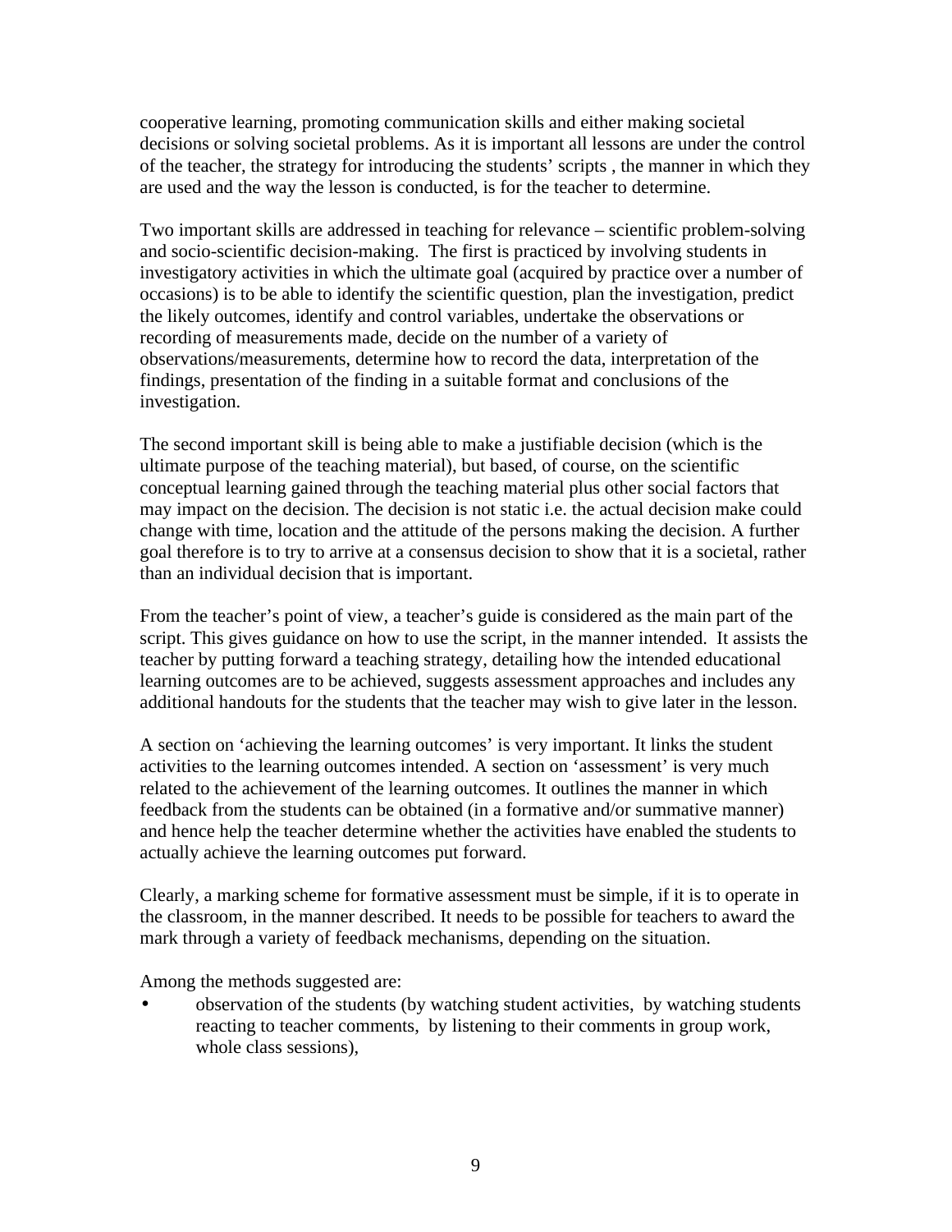cooperative learning, promoting communication skills and either making societal decisions or solving societal problems. As it is important all lessons are under the control of the teacher, the strategy for introducing the students' scripts , the manner in which they are used and the way the lesson is conducted, is for the teacher to determine.

Two important skills are addressed in teaching for relevance – scientific problem-solving and socio-scientific decision-making. The first is practiced by involving students in investigatory activities in which the ultimate goal (acquired by practice over a number of occasions) is to be able to identify the scientific question, plan the investigation, predict the likely outcomes, identify and control variables, undertake the observations or recording of measurements made, decide on the number of a variety of observations/measurements, determine how to record the data, interpretation of the findings, presentation of the finding in a suitable format and conclusions of the investigation.

The second important skill is being able to make a justifiable decision (which is the ultimate purpose of the teaching material), but based, of course, on the scientific conceptual learning gained through the teaching material plus other social factors that may impact on the decision. The decision is not static i.e. the actual decision make could change with time, location and the attitude of the persons making the decision. A further goal therefore is to try to arrive at a consensus decision to show that it is a societal, rather than an individual decision that is important.

From the teacher's point of view, a teacher's guide is considered as the main part of the script. This gives guidance on how to use the script, in the manner intended. It assists the teacher by putting forward a teaching strategy, detailing how the intended educational learning outcomes are to be achieved, suggests assessment approaches and includes any additional handouts for the students that the teacher may wish to give later in the lesson.

A section on 'achieving the learning outcomes' is very important. It links the student activities to the learning outcomes intended. A section on 'assessment' is very much related to the achievement of the learning outcomes. It outlines the manner in which feedback from the students can be obtained (in a formative and/or summative manner) and hence help the teacher determine whether the activities have enabled the students to actually achieve the learning outcomes put forward.

Clearly, a marking scheme for formative assessment must be simple, if it is to operate in the classroom, in the manner described. It needs to be possible for teachers to award the mark through a variety of feedback mechanisms, depending on the situation.

Among the methods suggested are:

- observation of the students (by watching student activities, by watching students reacting to teacher comments, by listening to their comments in group work, whole class sessions),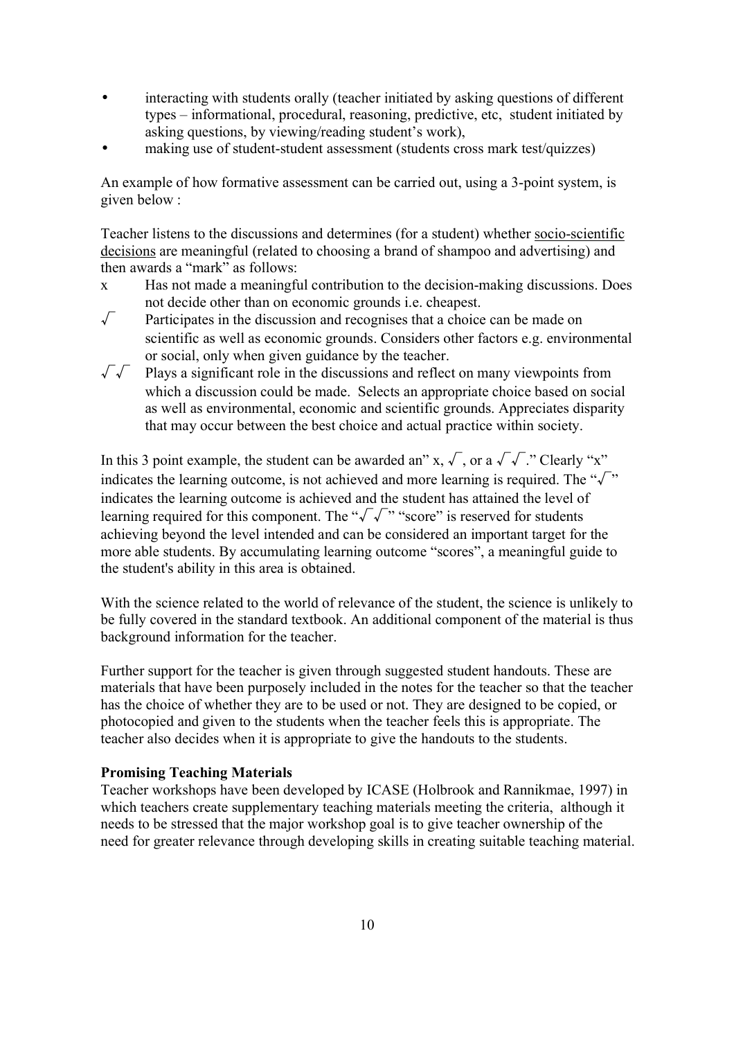- interacting with students orally (teacher initiated by asking questions of different types – informational, procedural, reasoning, predictive, etc, student initiated by asking questions, by viewing/reading student's work),
- making use of student-student assessment (students cross mark test/quizzes)

An example of how formative assessment can be carried out, using a 3-point system, is given below :

Teacher listens to the discussions and determines (for a student) whether <u>socio-scientific decisions</u> are meaningful (related to choosing a brand of shampoo and advertising) and then awards a "mark" as follows:

x	Has not made a meaningful contribution to the decision-making discussions. Does not decide other than on economic grounds i.e. cheapest.

√	Participates in the discussion and recognises that a choice can be made on scientific as well as economic grounds. Considers other factors e.g. environmental or social, only when given guidance by the teacher.

√√	Plays a significant role in the discussions and reflect on many viewpoints from which a discussion could be made. Selects an appropriate choice based on social as well as environmental, economic and scientific grounds. Appreciates disparity that may occur between the best choice and actual practice within society.

In this 3 point example, the student can be awarded an" x, √, or a √√." Clearly "x" indicates the learning outcome, is not achieved and more learning is required. The "√" indicates the learning outcome is achieved and the student has attained the level of learning required for this component. The "√√" "score" is reserved for students achieving beyond the level intended and can be considered an important target for the more able students. By accumulating learning outcome "scores", a meaningful guide to the student's ability in this area is obtained.

With the science related to the world of relevance of the student, the science is unlikely to be fully covered in the standard textbook. An additional component of the material is thus background information for the teacher.

Further support for the teacher is given through suggested student handouts. These are materials that have been purposely included in the notes for the teacher so that the teacher has the choice of whether they are to be used or not. They are designed to be copied, or photocopied and given to the students when the teacher feels this is appropriate. The teacher also decides when it is appropriate to give the handouts to the students.

**Promising Teaching Materials**

Teacher workshops have been developed by ICASE (Holbrook and Rannikmae, 1997) in which teachers create supplementary teaching materials meeting the criteria, although it needs to be stressed that the major workshop goal is to give teacher ownership of the need for greater relevance through developing skills in creating suitable teaching material.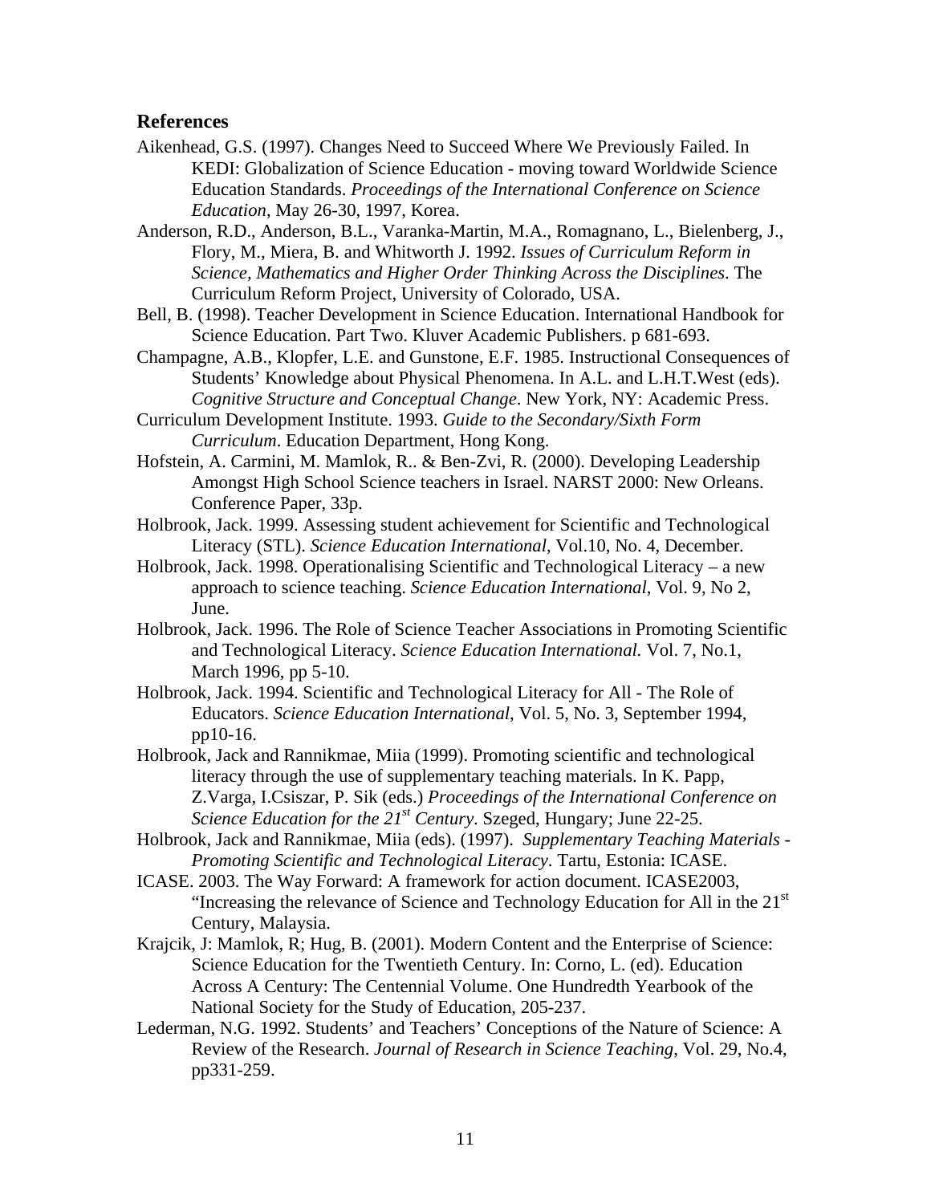## References

Aikenhead, G.S. (1997). Changes Need to Succeed Where We Previously Failed. In KEDI: Globalization of Science Education - moving toward Worldwide Science Education Standards. *Proceedings of the International Conference on Science Education*, May 26-30, 1997, Korea.

Anderson, R.D., Anderson, B.L., Varanka-Martin, M.A., Romagnano, L., Bielenberg, J., Flory, M., Miera, B. and Whitworth J. 1992. *Issues of Curriculum Reform in Science, Mathematics and Higher Order Thinking Across the Disciplines*. The Curriculum Reform Project, University of Colorado, USA.

Bell, B. (1998). Teacher Development in Science Education. International Handbook for Science Education. Part Two. Kluver Academic Publishers. p 681-693.

Champagne, A.B., Klopfer, L.E. and Gunstone, E.F. 1985. Instructional Consequences of Students' Knowledge about Physical Phenomena. In A.L. and L.H.T.West (eds). *Cognitive Structure and Conceptual Change*. New York, NY: Academic Press.

Curriculum Development Institute. 1993. *Guide to the Secondary/Sixth Form Curriculum*. Education Department, Hong Kong.

Hofstein, A. Carmini, M. Mamlok, R.. & Ben-Zvi, R. (2000). Developing Leadership Amongst High School Science teachers in Israel. NARST 2000: New Orleans. Conference Paper, 33p.

Holbrook, Jack. 1999. Assessing student achievement for Scientific and Technological Literacy (STL). *Science Education International*, Vol.10, No. 4, December.

Holbrook, Jack. 1998. Operationalising Scientific and Technological Literacy – a new approach to science teaching. *Science Education International*, Vol. 9, No 2, June.

Holbrook, Jack. 1996. The Role of Science Teacher Associations in Promoting Scientific and Technological Literacy. *Science Education International.* Vol. 7, No.1, March 1996, pp 5-10.

Holbrook, Jack. 1994. Scientific and Technological Literacy for All - The Role of Educators. *Science Education International,* Vol. 5, No. 3, September 1994, pp10-16.

Holbrook, Jack and Rannikmae, Miia (1999). Promoting scientific and technological literacy through the use of supplementary teaching materials. In K. Papp, Z.Varga, I.Csiszar, P. Sik (eds.) *Proceedings of the International Conference on Science Education for the 21st Century*. Szeged, Hungary; June 22-25.

Holbrook, Jack and Rannikmae, Miia (eds). (1997). *Supplementary Teaching Materials - Promoting Scientific and Technological Literacy*. Tartu, Estonia: ICASE.

ICASE. 2003. The Way Forward: A framework for action document. ICASE2003, "Increasing the relevance of Science and Technology Education for All in the 21st Century, Malaysia.

Krajcik, J: Mamlok, R; Hug, B. (2001). Modern Content and the Enterprise of Science: Science Education for the Twentieth Century. In: Corno, L. (ed). Education Across A Century: The Centennial Volume. One Hundredth Yearbook of the National Society for the Study of Education, 205-237.

Lederman, N.G. 1992. Students' and Teachers' Conceptions of the Nature of Science: A Review of the Research. *Journal of Research in Science Teaching*, Vol. 29, No.4, pp331-259.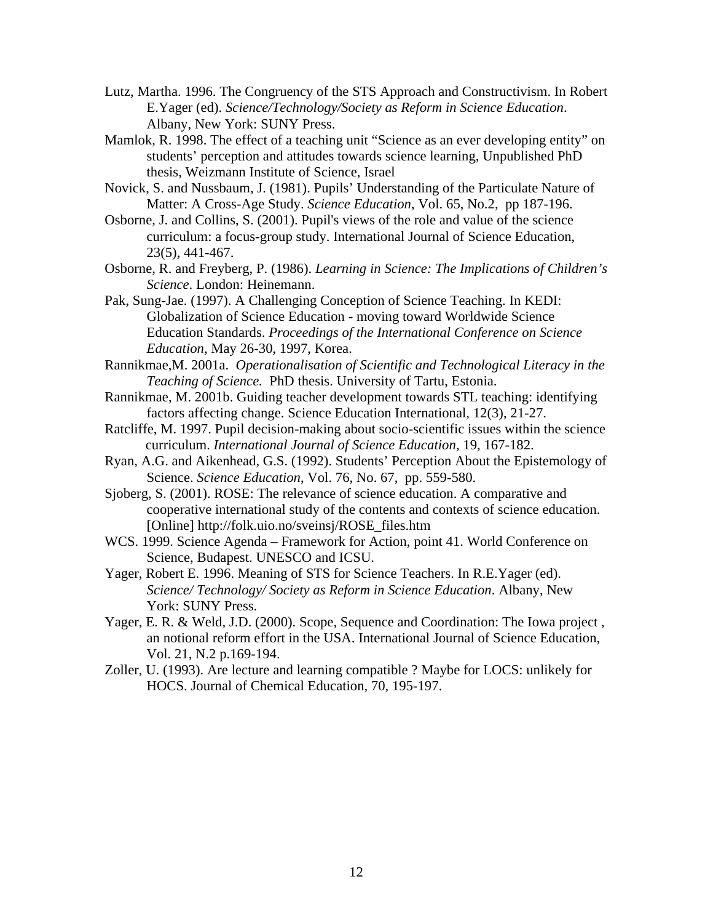Lutz, Martha. 1996. The Congruency of the STS Approach and Constructivism. In Robert E.Yager (ed). *Science/Technology/Society as Reform in Science Education*. Albany, New York: SUNY Press.

Mamlok, R. 1998. The effect of a teaching unit "Science as an ever developing entity" on students' perception and attitudes towards science learning, Unpublished PhD thesis, Weizmann Institute of Science, Israel

Novick, S. and Nussbaum, J. (1981). Pupils' Understanding of the Particulate Nature of Matter: A Cross-Age Study. *Science Education*, Vol. 65, No.2, pp 187-196.

Osborne, J. and Collins, S. (2001). Pupil's views of the role and value of the science curriculum: a focus-group study. International Journal of Science Education, 23(5), 441-467.

Osborne, R. and Freyberg, P. (1986). *Learning in Science: The Implications of Children's Science*. London: Heinemann.

Pak, Sung-Jae. (1997). A Challenging Conception of Science Teaching. In KEDI: Globalization of Science Education - moving toward Worldwide Science Education Standards. *Proceedings of the International Conference on Science Education*, May 26-30, 1997, Korea.

Rannikmae,M. 2001a. *Operationalisation of Scientific and Technological Literacy in the Teaching of Science.* PhD thesis. University of Tartu, Estonia.

Rannikmae, M. 2001b. Guiding teacher development towards STL teaching: identifying factors affecting change. Science Education International, 12(3), 21-27.

Ratcliffe, M. 1997. Pupil decision-making about socio-scientific issues within the science curriculum. *International Journal of Science Education*, 19, 167-182.

Ryan, A.G. and Aikenhead, G.S. (1992). Students' Perception About the Epistemology of Science. *Science Education*, Vol. 76, No. 67, pp. 559-580.

Sjoberg, S. (2001). ROSE: The relevance of science education. A comparative and cooperative international study of the contents and contexts of science education. [Online] http://folk.uio.no/sveinsj/ROSE_files.htm

WCS. 1999. Science Agenda – Framework for Action, point 41. World Conference on Science, Budapest. UNESCO and ICSU.

Yager, Robert E. 1996. Meaning of STS for Science Teachers. In R.E.Yager (ed). *Science/ Technology/ Society as Reform in Science Education*. Albany, New York: SUNY Press.

Yager, E. R. & Weld, J.D. (2000). Scope, Sequence and Coordination: The Iowa project , an notional reform effort in the USA. International Journal of Science Education, Vol. 21, N.2 p.169-194.

Zoller, U. (1993). Are lecture and learning compatible ? Maybe for LOCS: unlikely for HOCS. Journal of Chemical Education, 70, 195-197.